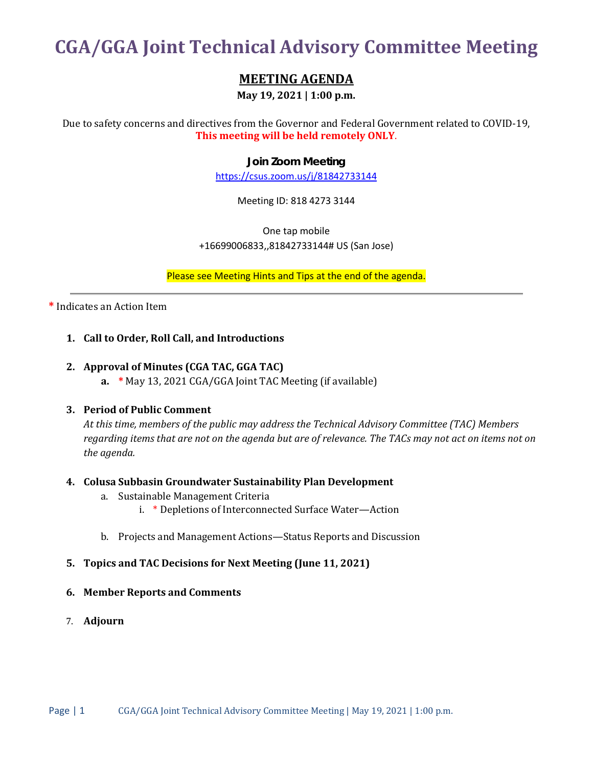# CGA/GGA Joint Technical Advisory Committee Meeting

## MEETING AGENDA

**May 19, 2021 | 1:00 p.m.**

Due to safety concerns and directives from the Governor and Federal Government related to COVID-19, **This meeting will be held remotely ONLY**.

**Join Zoom Meeting**

https://csus.zoom.us/j/81842733144

Meeting ID: 818 4273 3144

One tap mobile
+16699006833,,81842733144# US (San Jose)

Please see Meeting Hints and Tips at the end of the agenda.

---

* Indicates an Action Item

1. **Call to Order, Roll Call, and Introductions**

2. **Approval of Minutes (CGA TAC, GGA TAC)**
   a. * May 13, 2021 CGA/GGA Joint TAC Meeting (if available)

3. **Period of Public Comment**
   *At this time, members of the public may address the Technical Advisory Committee (TAC) Members regarding items that are not on the agenda but are of relevance. The TACs may not act on items not on the agenda.*

4. **Colusa Subbasin Groundwater Sustainability Plan Development**
   a. Sustainable Management Criteria
      i. * Depletions of Interconnected Surface Water—Action

   b. Projects and Management Actions—Status Reports and Discussion

5. **Topics and TAC Decisions for Next Meeting (June 11, 2021)**

6. **Member Reports and Comments**

7. **Adjourn**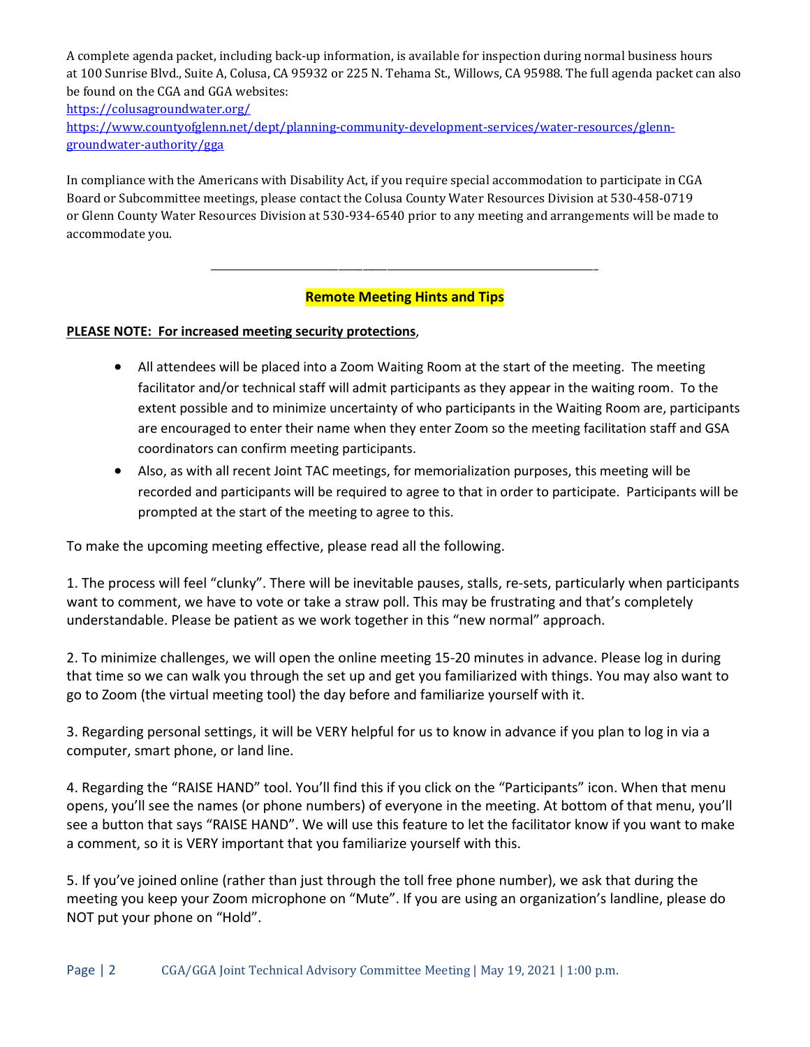A complete agenda packet, including back-up information, is available for inspection during normal business hours at 100 Sunrise Blvd., Suite A, Colusa, CA 95932 or 225 N. Tehama St., Willows, CA 95988. The full agenda packet can also be found on the CGA and GGA websites:
https://colusagroundwater.org/
https://www.countyofglenn.net/dept/planning-community-development-services/water-resources/glenn-groundwater-authority/gga

In compliance with the Americans with Disability Act, if you require special accommodation to participate in CGA Board or Subcommittee meetings, please contact the Colusa County Water Resources Division at 530-458-0719 or Glenn County Water Resources Division at 530-934-6540 prior to any meeting and arrangements will be made to accommodate you.

---

## Remote Meeting Hints and Tips

**PLEASE NOTE: For increased meeting security protections**,

- All attendees will be placed into a Zoom Waiting Room at the start of the meeting. The meeting facilitator and/or technical staff will admit participants as they appear in the waiting room. To the extent possible and to minimize uncertainty of who participants in the Waiting Room are, participants are encouraged to enter their name when they enter Zoom so the meeting facilitation staff and GSA coordinators can confirm meeting participants.
- Also, as with all recent Joint TAC meetings, for memorialization purposes, this meeting will be recorded and participants will be required to agree to that in order to participate. Participants will be prompted at the start of the meeting to agree to this.

To make the upcoming meeting effective, please read all the following.

1. The process will feel "clunky". There will be inevitable pauses, stalls, re-sets, particularly when participants want to comment, we have to vote or take a straw poll. This may be frustrating and that's completely understandable. Please be patient as we work together in this "new normal" approach.

2. To minimize challenges, we will open the online meeting 15-20 minutes in advance. Please log in during that time so we can walk you through the set up and get you familiarized with things. You may also want to go to Zoom (the virtual meeting tool) the day before and familiarize yourself with it.

3. Regarding personal settings, it will be VERY helpful for us to know in advance if you plan to log in via a computer, smart phone, or land line.

4. Regarding the "RAISE HAND" tool. You'll find this if you click on the "Participants" icon. When that menu opens, you'll see the names (or phone numbers) of everyone in the meeting. At bottom of that menu, you'll see a button that says "RAISE HAND". We will use this feature to let the facilitator know if you want to make a comment, so it is VERY important that you familiarize yourself with this.

5. If you've joined online (rather than just through the toll free phone number), we ask that during the meeting you keep your Zoom microphone on "Mute". If you are using an organization's landline, please do NOT put your phone on "Hold".